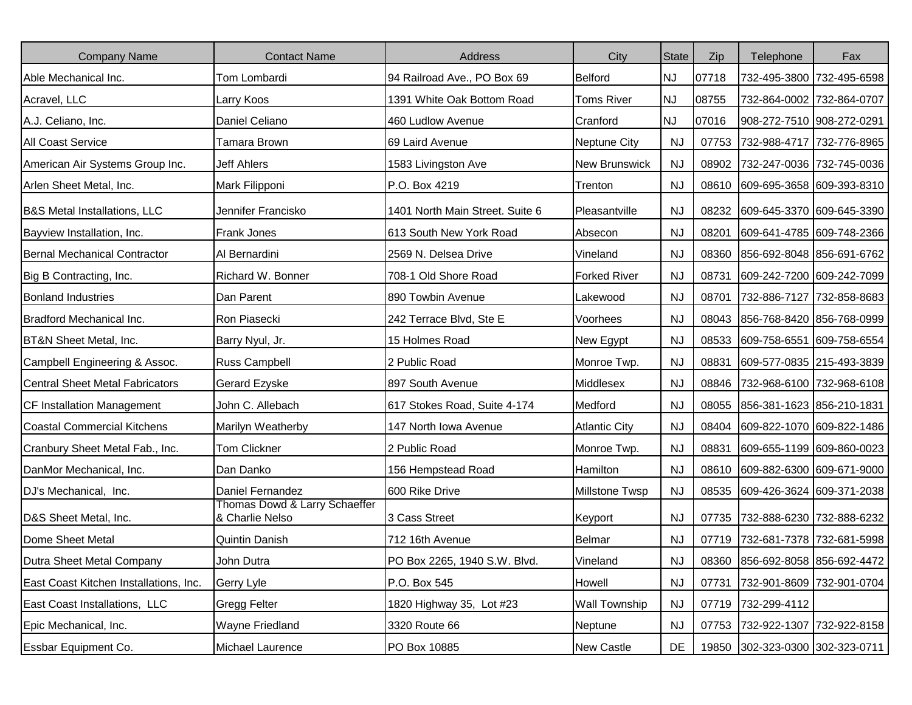| Company Name | Contact Name | Address | City | State | Zip | Telephone | Fax |
|---|---|---|---|---|---|---|---|
| Able Mechanical Inc. | Tom Lombardi | 94 Railroad Ave., PO Box 69 | Belford | NJ | 07718 | 732-495-3800 | 732-495-6598 |
| Acravel, LLC | Larry Koos | 1391 White Oak Bottom Road | Toms River | NJ | 08755 | 732-864-0002 | 732-864-0707 |
| A.J. Celiano, Inc. | Daniel Celiano | 460 Ludlow Avenue | Cranford | NJ | 07016 | 908-272-7510 | 908-272-0291 |
| All Coast Service | Tamara Brown | 69 Laird Avenue | Neptune City | NJ | 07753 | 732-988-4717 | 732-776-8965 |
| American Air Systems Group Inc. | Jeff Ahlers | 1583 Livingston Ave | New Brunswick | NJ | 08902 | 732-247-0036 | 732-745-0036 |
| Arlen Sheet Metal, Inc. | Mark Filipponi | P.O. Box 4219 | Trenton | NJ | 08610 | 609-695-3658 | 609-393-8310 |
| B&S Metal Installations, LLC | Jennifer Francisko | 1401 North Main Street. Suite 6 | Pleasantville | NJ | 08232 | 609-645-3370 | 609-645-3390 |
| Bayview Installation, Inc. | Frank Jones | 613 South New York Road | Absecon | NJ | 08201 | 609-641-4785 | 609-748-2366 |
| Bernal Mechanical Contractor | Al Bernardini | 2569 N. Delsea Drive | Vineland | NJ | 08360 | 856-692-8048 | 856-691-6762 |
| Big B Contracting, Inc. | Richard W. Bonner | 708-1 Old Shore Road | Forked River | NJ | 08731 | 609-242-7200 | 609-242-7099 |
| Bonland Industries | Dan Parent | 890 Towbin Avenue | Lakewood | NJ | 08701 | 732-886-7127 | 732-858-8683 |
| Bradford Mechanical Inc. | Ron Piasecki | 242 Terrace Blvd, Ste E | Voorhees | NJ | 08043 | 856-768-8420 | 856-768-0999 |
| BT&N Sheet Metal, Inc. | Barry Nyul, Jr. | 15 Holmes Road | New Egypt | NJ | 08533 | 609-758-6551 | 609-758-6554 |
| Campbell Engineering & Assoc. | Russ Campbell | 2 Public Road | Monroe Twp. | NJ | 08831 | 609-577-0835 | 215-493-3839 |
| Central Sheet Metal Fabricators | Gerard Ezyske | 897 South Avenue | Middlesex | NJ | 08846 | 732-968-6100 | 732-968-6108 |
| CF Installation Management | John C. Allebach | 617 Stokes Road, Suite 4-174 | Medford | NJ | 08055 | 856-381-1623 | 856-210-1831 |
| Coastal Commercial Kitchens | Marilyn Weatherby | 147 North Iowa Avenue | Atlantic City | NJ | 08404 | 609-822-1070 | 609-822-1486 |
| Cranbury Sheet Metal Fab., Inc. | Tom Clickner | 2 Public Road | Monroe Twp. | NJ | 08831 | 609-655-1199 | 609-860-0023 |
| DanMor Mechanical, Inc. | Dan Danko | 156 Hempstead Road | Hamilton | NJ | 08610 | 609-882-6300 | 609-671-9000 |
| DJ's Mechanical, Inc. | Daniel Fernandez | 600 Rike Drive | Millstone Twsp | NJ | 08535 | 609-426-3624 | 609-371-2038 |
| D&S Sheet Metal, Inc. | Thomas Dowd & Larry Schaeffer & Charlie Nelso | 3 Cass Street | Keyport | NJ | 07735 | 732-888-6230 | 732-888-6232 |
| Dome Sheet Metal | Quintin Danish | 712 16th Avenue | Belmar | NJ | 07719 | 732-681-7378 | 732-681-5998 |
| Dutra Sheet Metal Company | John Dutra | PO Box 2265, 1940 S.W. Blvd. | Vineland | NJ | 08360 | 856-692-8058 | 856-692-4472 |
| East Coast Kitchen Installations, Inc. | Gerry Lyle | P.O. Box 545 | Howell | NJ | 07731 | 732-901-8609 | 732-901-0704 |
| East Coast Installations, LLC | Gregg Felter | 1820 Highway 35, Lot #23 | Wall Township | NJ | 07719 | 732-299-4112 | |
| Epic Mechanical, Inc. | Wayne Friedland | 3320 Route 66 | Neptune | NJ | 07753 | 732-922-1307 | 732-922-8158 |
| Essbar Equipment Co. | Michael Laurence | PO Box 10885 | New Castle | DE | 19850 | 302-323-0300 | 302-323-0711 |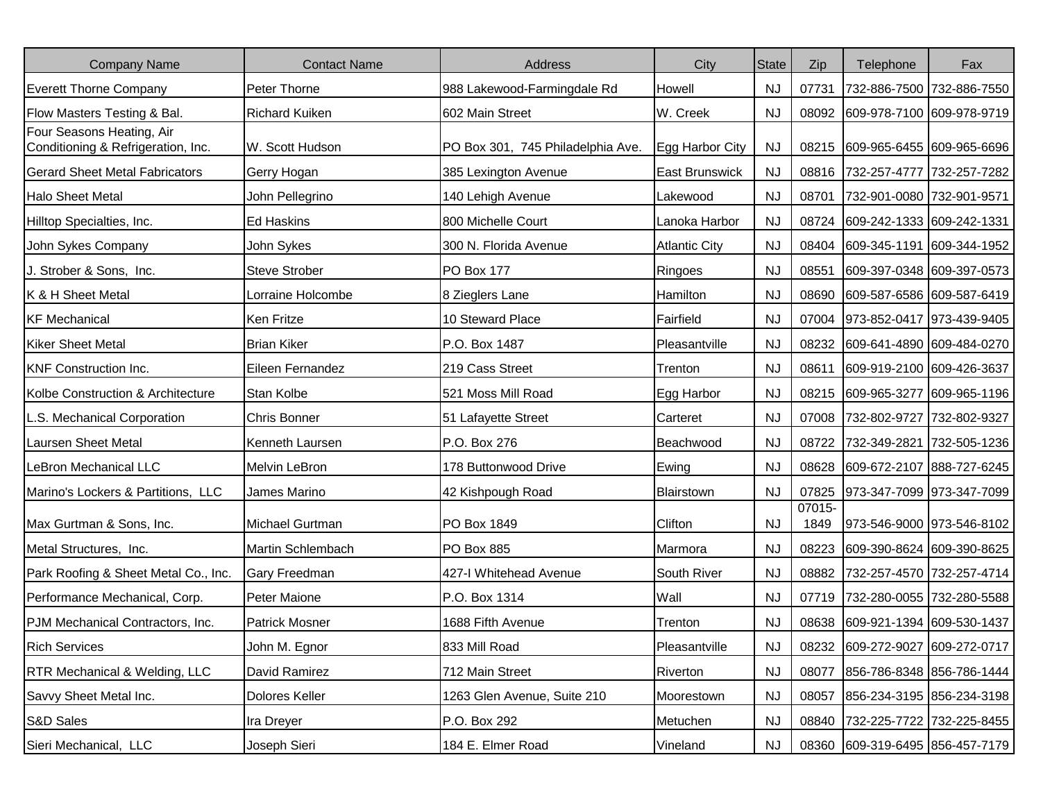| Company Name | Contact Name | Address | City | State | Zip | Telephone | Fax |
|---|---|---|---|---|---|---|---|
| Everett Thorne Company | Peter Thorne | 988 Lakewood-Farmingdale Rd | Howell | NJ | 07731 | 732-886-7500 | 732-886-7550 |
| Flow Masters Testing & Bal. | Richard Kuiken | 602 Main Street | W. Creek | NJ | 08092 | 609-978-7100 | 609-978-9719 |
| Four Seasons Heating, Air Conditioning & Refrigeration, Inc. | W. Scott Hudson | PO Box 301, 745 Philadelphia Ave. | Egg Harbor City | NJ | 08215 | 609-965-6455 | 609-965-6696 |
| Gerard Sheet Metal Fabricators | Gerry Hogan | 385 Lexington Avenue | East Brunswick | NJ | 08816 | 732-257-4777 | 732-257-7282 |
| Halo Sheet Metal | John Pellegrino | 140 Lehigh Avenue | Lakewood | NJ | 08701 | 732-901-0080 | 732-901-9571 |
| Hilltop Specialties, Inc. | Ed Haskins | 800 Michelle Court | Lanoka Harbor | NJ | 08724 | 609-242-1333 | 609-242-1331 |
| John Sykes Company | John Sykes | 300 N. Florida Avenue | Atlantic City | NJ | 08404 | 609-345-1191 | 609-344-1952 |
| J. Strober & Sons, Inc. | Steve Strober | PO Box 177 | Ringoes | NJ | 08551 | 609-397-0348 | 609-397-0573 |
| K & H Sheet Metal | Lorraine Holcombe | 8 Zieglers Lane | Hamilton | NJ | 08690 | 609-587-6586 | 609-587-6419 |
| KF Mechanical | Ken Fritze | 10 Steward Place | Fairfield | NJ | 07004 | 973-852-0417 | 973-439-9405 |
| Kiker Sheet Metal | Brian Kiker | P.O. Box 1487 | Pleasantville | NJ | 08232 | 609-641-4890 | 609-484-0270 |
| KNF Construction Inc. | Eileen Fernandez | 219 Cass Street | Trenton | NJ | 08611 | 609-919-2100 | 609-426-3637 |
| Kolbe Construction & Architecture | Stan Kolbe | 521 Moss Mill Road | Egg Harbor | NJ | 08215 | 609-965-3277 | 609-965-1196 |
| L.S. Mechanical Corporation | Chris Bonner | 51 Lafayette Street | Carteret | NJ | 07008 | 732-802-9727 | 732-802-9327 |
| Laursen Sheet Metal | Kenneth Laursen | P.O. Box 276 | Beachwood | NJ | 08722 | 732-349-2821 | 732-505-1236 |
| LeBron Mechanical LLC | Melvin LeBron | 178 Buttonwood Drive | Ewing | NJ | 08628 | 609-672-2107 | 888-727-6245 |
| Marino's Lockers & Partitions, LLC | James Marino | 42 Kishpough Road | Blairstown | NJ | 07825 | 973-347-7099 | 973-347-7099 |
| Max Gurtman & Sons, Inc. | Michael Gurtman | PO Box 1849 | Clifton | NJ | 07015-1849 | 973-546-9000 | 973-546-8102 |
| Metal Structures, Inc. | Martin Schlembach | PO Box 885 | Marmora | NJ | 08223 | 609-390-8624 | 609-390-8625 |
| Park Roofing & Sheet Metal Co., Inc. | Gary Freedman | 427-I Whitehead Avenue | South River | NJ | 08882 | 732-257-4570 | 732-257-4714 |
| Performance Mechanical, Corp. | Peter Maione | P.O. Box 1314 | Wall | NJ | 07719 | 732-280-0055 | 732-280-5588 |
| PJM Mechanical Contractors, Inc. | Patrick Mosner | 1688 Fifth Avenue | Trenton | NJ | 08638 | 609-921-1394 | 609-530-1437 |
| Rich Services | John M. Egnor | 833 Mill Road | Pleasantville | NJ | 08232 | 609-272-9027 | 609-272-0717 |
| RTR Mechanical & Welding, LLC | David Ramirez | 712 Main Street | Riverton | NJ | 08077 | 856-786-8348 | 856-786-1444 |
| Savvy Sheet Metal Inc. | Dolores Keller | 1263 Glen Avenue, Suite 210 | Moorestown | NJ | 08057 | 856-234-3195 | 856-234-3198 |
| S&D Sales | Ira Dreyer | P.O. Box 292 | Metuchen | NJ | 08840 | 732-225-7722 | 732-225-8455 |
| Sieri Mechanical, LLC | Joseph Sieri | 184 E. Elmer Road | Vineland | NJ | 08360 | 609-319-6495 | 856-457-7179 |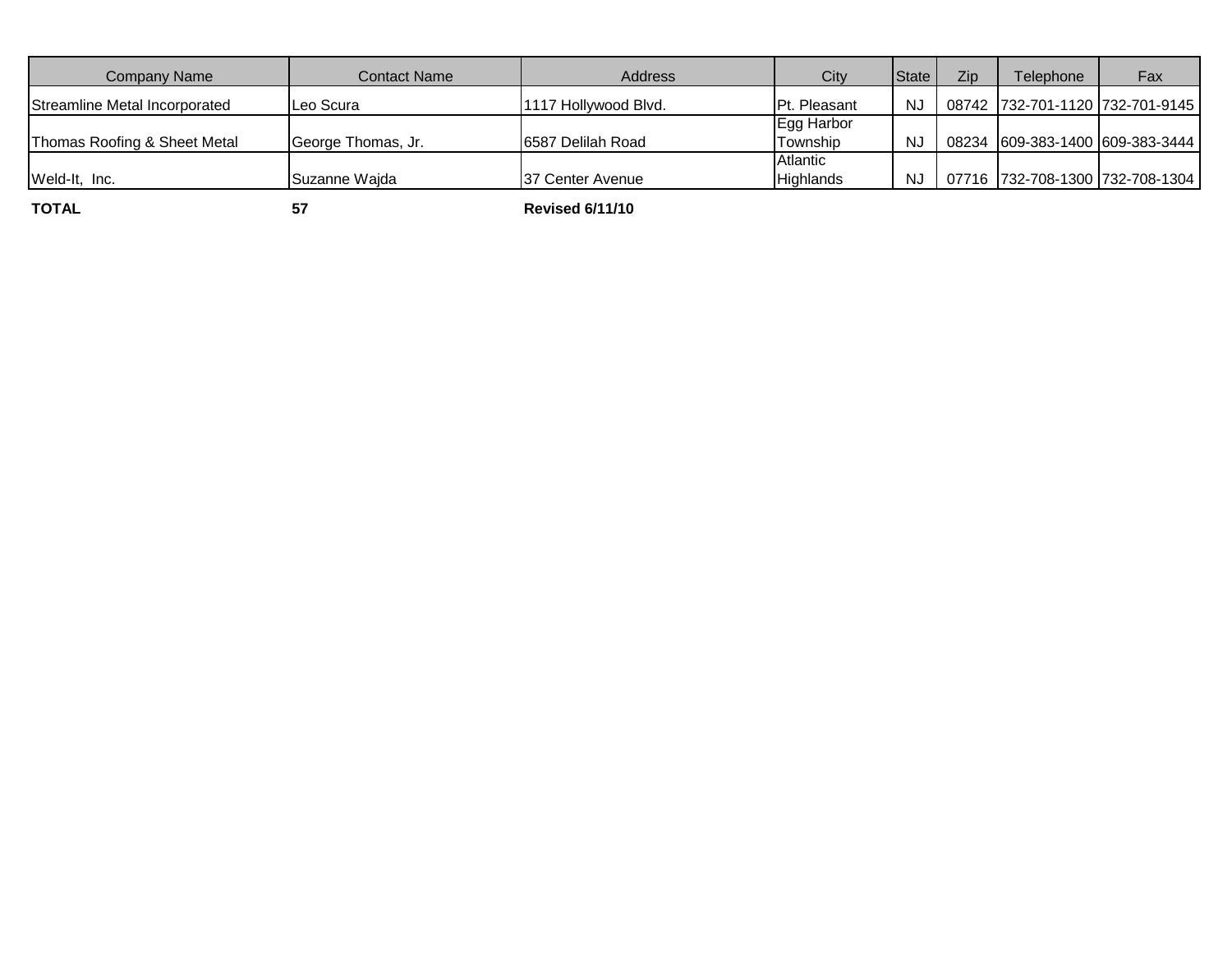| Company Name | Contact Name | Address | City | State | Zip | Telephone | Fax |
|---|---|---|---|---|---|---|---|
| Streamline Metal Incorporated | Leo Scura | 1117 Hollywood Blvd. | Pt. Pleasant | NJ | 08742 | 732-701-1120 | 732-701-9145 |
| Thomas Roofing & Sheet Metal | George Thomas, Jr. | 6587 Delilah Road | Egg Harbor Township | NJ | 08234 | 609-383-1400 | 609-383-3444 |
| Weld-It, Inc. | Suzanne Wajda | 37 Center Avenue | Atlantic Highlands | NJ | 07716 | 732-708-1300 | 732-708-1304 |

**TOTAL** **57** **Revised 6/11/10**